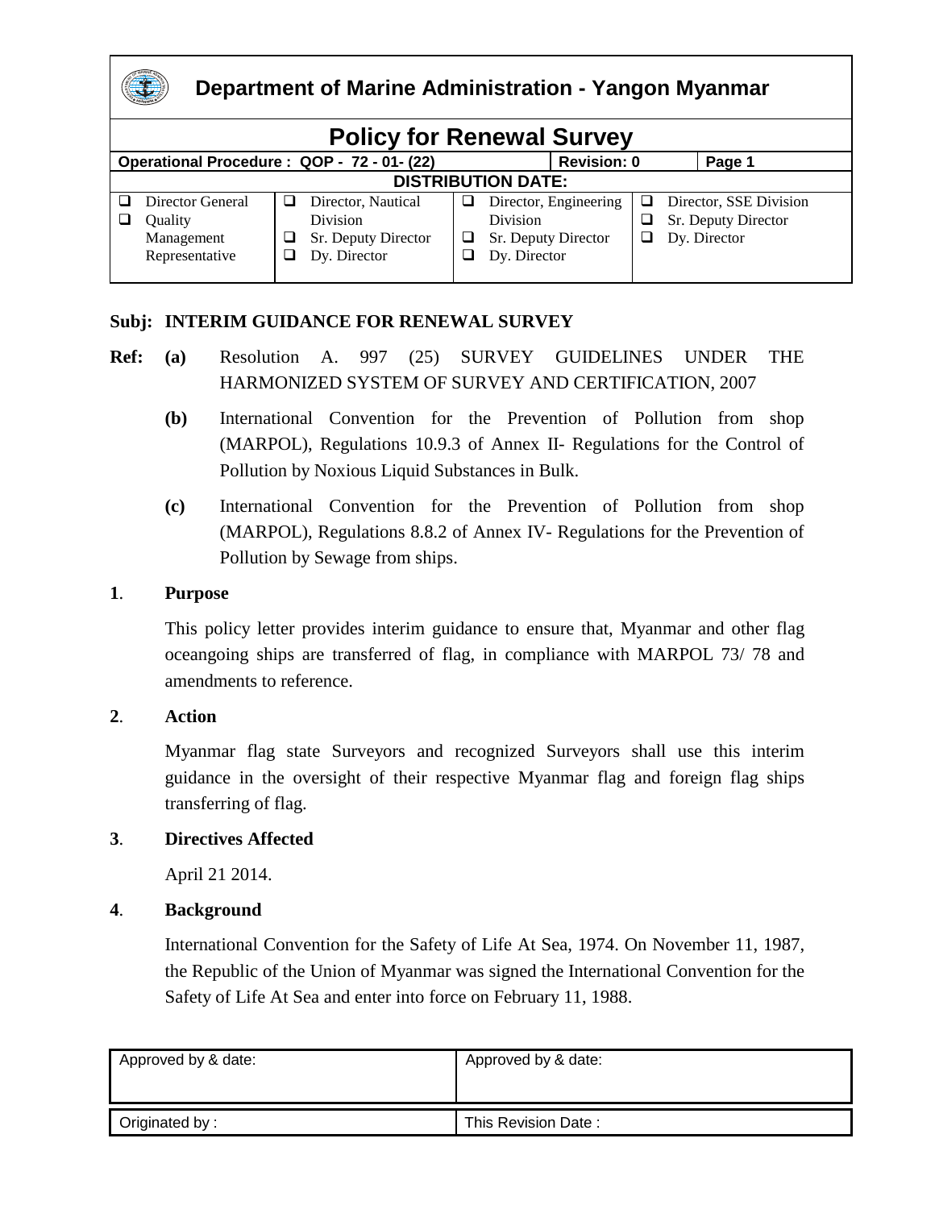# Department of Marine Administration - Yangon Myanmar

## Policy for Renewal Survey

| Operational Procedure : QOP - 72 - 01- (22) | Revision: 0 | Page 1 |
|---|---|---|

**DISTRIBUTION DATE:**

| | | | |
|---|---|---|---|
| ❑ Director General<br>❑ Quality Management Representative | ❑ Director, Nautical Division<br>❑ Sr. Deputy Director<br>❑ Dy. Director | ❑ Director, Engineering Division<br>❑ Sr. Deputy Director<br>❑ Dy. Director | ❑ Director, SSE Division<br>❑ Sr. Deputy Director<br>❑ Dy. Director |

**Subj: INTERIM GUIDANCE FOR RENEWAL SURVEY**

**Ref:** **(a)** Resolution A. 997 (25) SURVEY GUIDELINES UNDER THE HARMONIZED SYSTEM OF SURVEY AND CERTIFICATION, 2007

**(b)** International Convention for the Prevention of Pollution from shop (MARPOL), Regulations 10.9.3 of Annex II- Regulations for the Control of Pollution by Noxious Liquid Substances in Bulk.

**(c)** International Convention for the Prevention of Pollution from shop (MARPOL), Regulations 8.8.2 of Annex IV- Regulations for the Prevention of Pollution by Sewage from ships.

**1. Purpose**

This policy letter provides interim guidance to ensure that, Myanmar and other flag oceangoing ships are transferred of flag, in compliance with MARPOL 73/ 78 and amendments to reference.

**2. Action**

Myanmar flag state Surveyors and recognized Surveyors shall use this interim guidance in the oversight of their respective Myanmar flag and foreign flag ships transferring of flag.

**3. Directives Affected**

April 21 2014.

**4. Background**

International Convention for the Safety of Life At Sea, 1974. On November 11, 1987, the Republic of the Union of Myanmar was signed the International Convention for the Safety of Life At Sea and enter into force on February 11, 1988.

| Approved by & date: | Approved by & date: |
|---|---|
| Originated by : | This Revision Date : |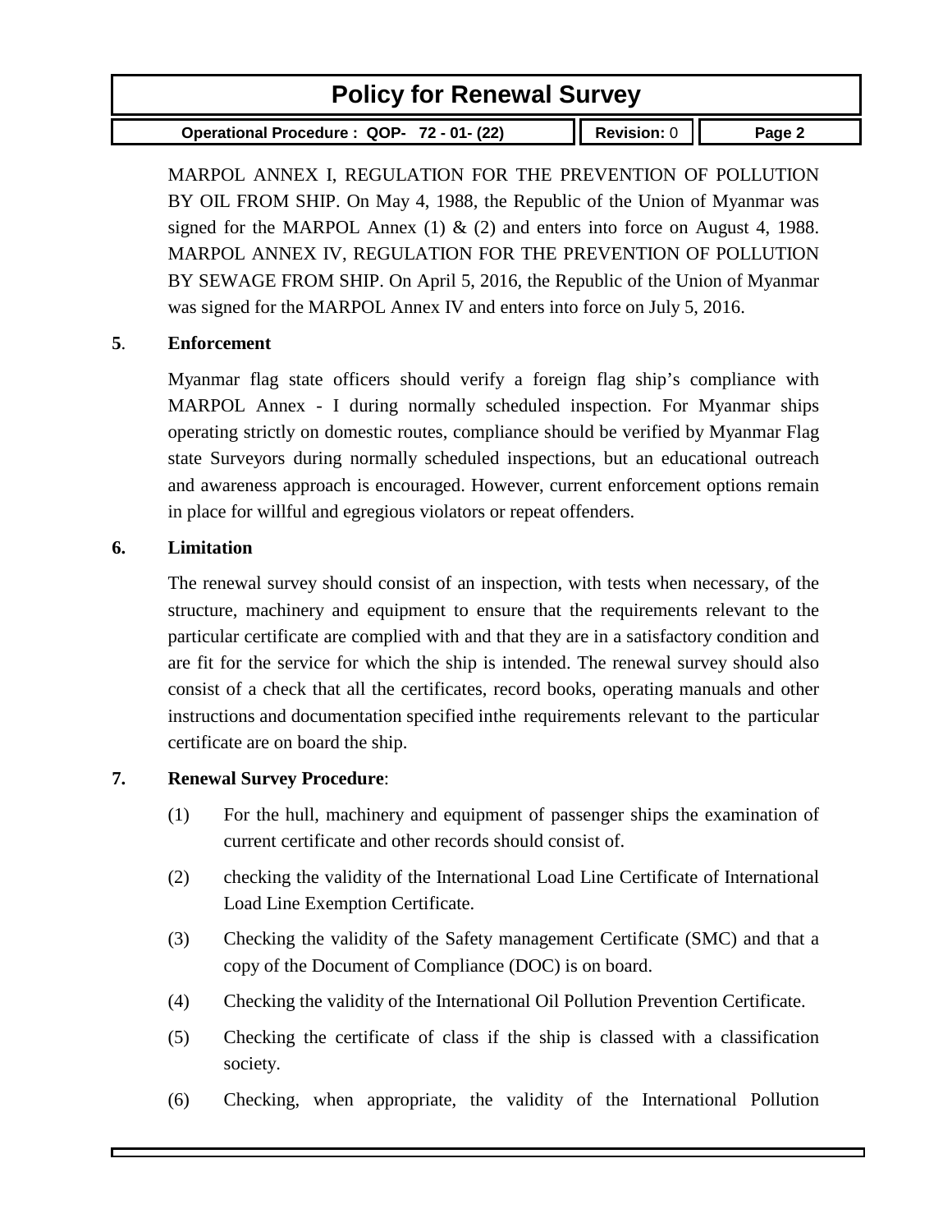MARPOL ANNEX I, REGULATION FOR THE PREVENTION OF POLLUTION BY OIL FROM SHIP. On May 4, 1988, the Republic of the Union of Myanmar was signed for the MARPOL Annex (1) & (2) and enters into force on August 4, 1988. MARPOL ANNEX IV, REGULATION FOR THE PREVENTION OF POLLUTION BY SEWAGE FROM SHIP. On April 5, 2016, the Republic of the Union of Myanmar was signed for the MARPOL Annex IV and enters into force on July 5, 2016.

**5**. **Enforcement**

Myanmar flag state officers should verify a foreign flag ship's compliance with MARPOL Annex - I during normally scheduled inspection. For Myanmar ships operating strictly on domestic routes, compliance should be verified by Myanmar Flag state Surveyors during normally scheduled inspections, but an educational outreach and awareness approach is encouraged. However, current enforcement options remain in place for willful and egregious violators or repeat offenders.

**6. Limitation**

The renewal survey should consist of an inspection, with tests when necessary, of the structure, machinery and equipment to ensure that the requirements relevant to the particular certificate are complied with and that they are in a satisfactory condition and are fit for the service for which the ship is intended. The renewal survey should also consist of a check that all the certificates, record books, operating manuals and other instructions and documentation specified inthe requirements relevant to the particular certificate are on board the ship.

**7. Renewal Survey Procedure**:

(1) For the hull, machinery and equipment of passenger ships the examination of current certificate and other records should consist of.

(2) checking the validity of the International Load Line Certificate of International Load Line Exemption Certificate.

(3) Checking the validity of the Safety management Certificate (SMC) and that a copy of the Document of Compliance (DOC) is on board.

(4) Checking the validity of the International Oil Pollution Prevention Certificate.

(5) Checking the certificate of class if the ship is classed with a classification society.

(6) Checking, when appropriate, the validity of the International Pollution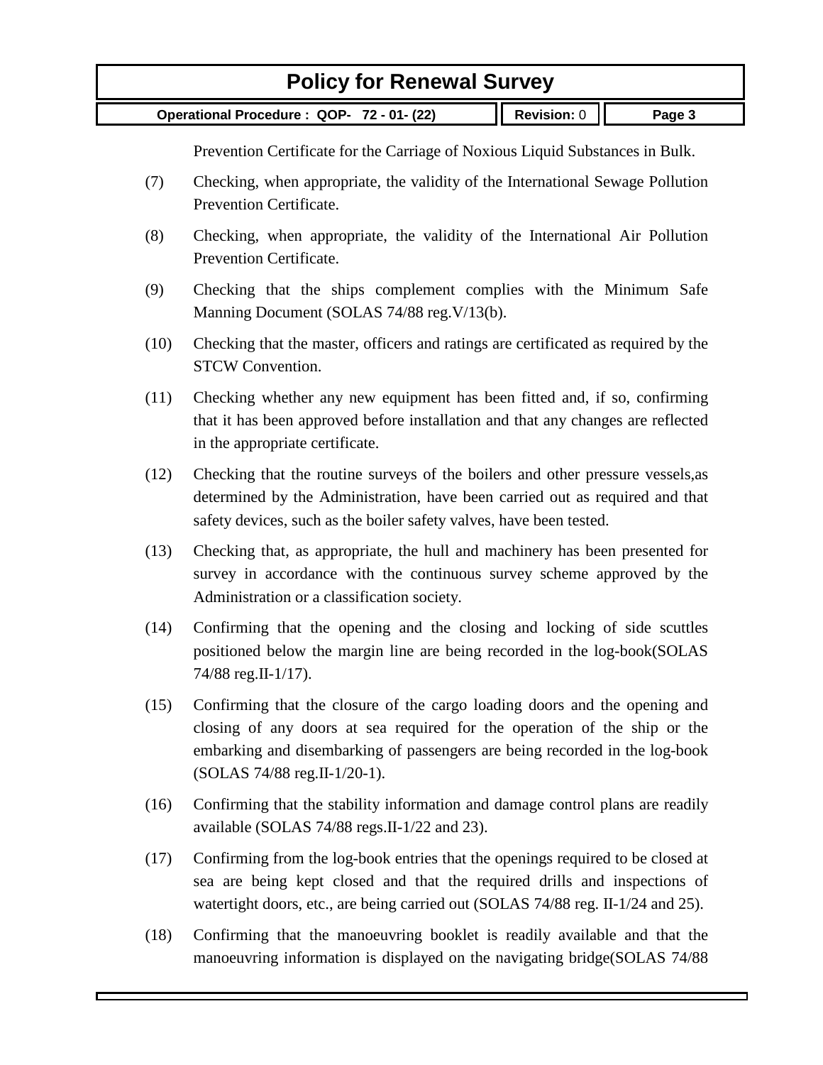Prevention Certificate for the Carriage of Noxious Liquid Substances in Bulk.

(7) Checking, when appropriate, the validity of the International Sewage Pollution Prevention Certificate.

(8) Checking, when appropriate, the validity of the International Air Pollution Prevention Certificate.

(9) Checking that the ships complement complies with the Minimum Safe Manning Document (SOLAS 74/88 reg.V/13(b).

(10) Checking that the master, officers and ratings are certificated as required by the STCW Convention.

(11) Checking whether any new equipment has been fitted and, if so, confirming that it has been approved before installation and that any changes are reflected in the appropriate certificate.

(12) Checking that the routine surveys of the boilers and other pressure vessels,as determined by the Administration, have been carried out as required and that safety devices, such as the boiler safety valves, have been tested.

(13) Checking that, as appropriate, the hull and machinery has been presented for survey in accordance with the continuous survey scheme approved by the Administration or a classification society.

(14) Confirming that the opening and the closing and locking of side scuttles positioned below the margin line are being recorded in the log-book(SOLAS 74/88 reg.II-1/17).

(15) Confirming that the closure of the cargo loading doors and the opening and closing of any doors at sea required for the operation of the ship or the embarking and disembarking of passengers are being recorded in the log-book (SOLAS 74/88 reg.II-1/20-1).

(16) Confirming that the stability information and damage control plans are readily available (SOLAS 74/88 regs.II-1/22 and 23).

(17) Confirming from the log-book entries that the openings required to be closed at sea are being kept closed and that the required drills and inspections of watertight doors, etc., are being carried out (SOLAS 74/88 reg. II-1/24 and 25).

(18) Confirming that the manoeuvring booklet is readily available and that the manoeuvring information is displayed on the navigating bridge(SOLAS 74/88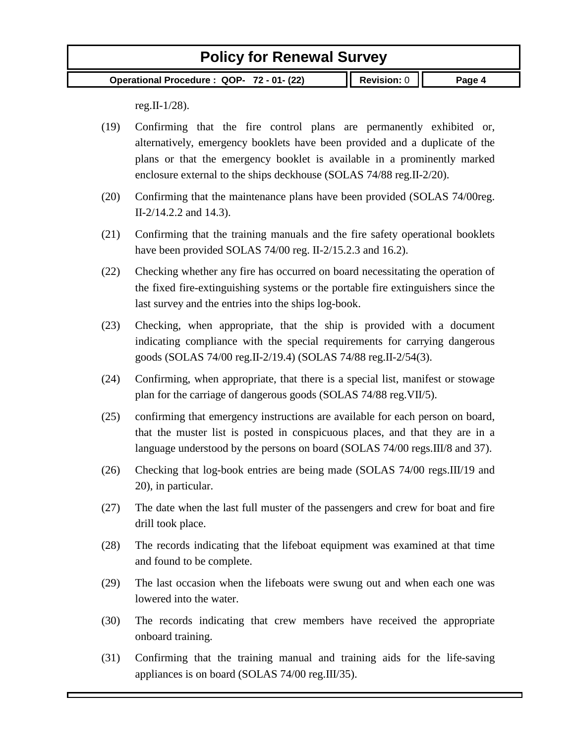reg.II-1/28).

(19) Confirming that the fire control plans are permanently exhibited or, alternatively, emergency booklets have been provided and a duplicate of the plans or that the emergency booklet is available in a prominently marked enclosure external to the ships deckhouse (SOLAS 74/88 reg.II-2/20).

(20) Confirming that the maintenance plans have been provided (SOLAS 74/00reg. II-2/14.2.2 and 14.3).

(21) Confirming that the training manuals and the fire safety operational booklets have been provided SOLAS 74/00 reg. II-2/15.2.3 and 16.2).

(22) Checking whether any fire has occurred on board necessitating the operation of the fixed fire-extinguishing systems or the portable fire extinguishers since the last survey and the entries into the ships log-book.

(23) Checking, when appropriate, that the ship is provided with a document indicating compliance with the special requirements for carrying dangerous goods (SOLAS 74/00 reg.II-2/19.4) (SOLAS 74/88 reg.II-2/54(3).

(24) Confirming, when appropriate, that there is a special list, manifest or stowage plan for the carriage of dangerous goods (SOLAS 74/88 reg.VII/5).

(25) confirming that emergency instructions are available for each person on board, that the muster list is posted in conspicuous places, and that they are in a language understood by the persons on board (SOLAS 74/00 regs.III/8 and 37).

(26) Checking that log-book entries are being made (SOLAS 74/00 regs.III/19 and 20), in particular.

(27) The date when the last full muster of the passengers and crew for boat and fire drill took place.

(28) The records indicating that the lifeboat equipment was examined at that time and found to be complete.

(29) The last occasion when the lifeboats were swung out and when each one was lowered into the water.

(30) The records indicating that crew members have received the appropriate onboard training.

(31) Confirming that the training manual and training aids for the life-saving appliances is on board (SOLAS 74/00 reg.III/35).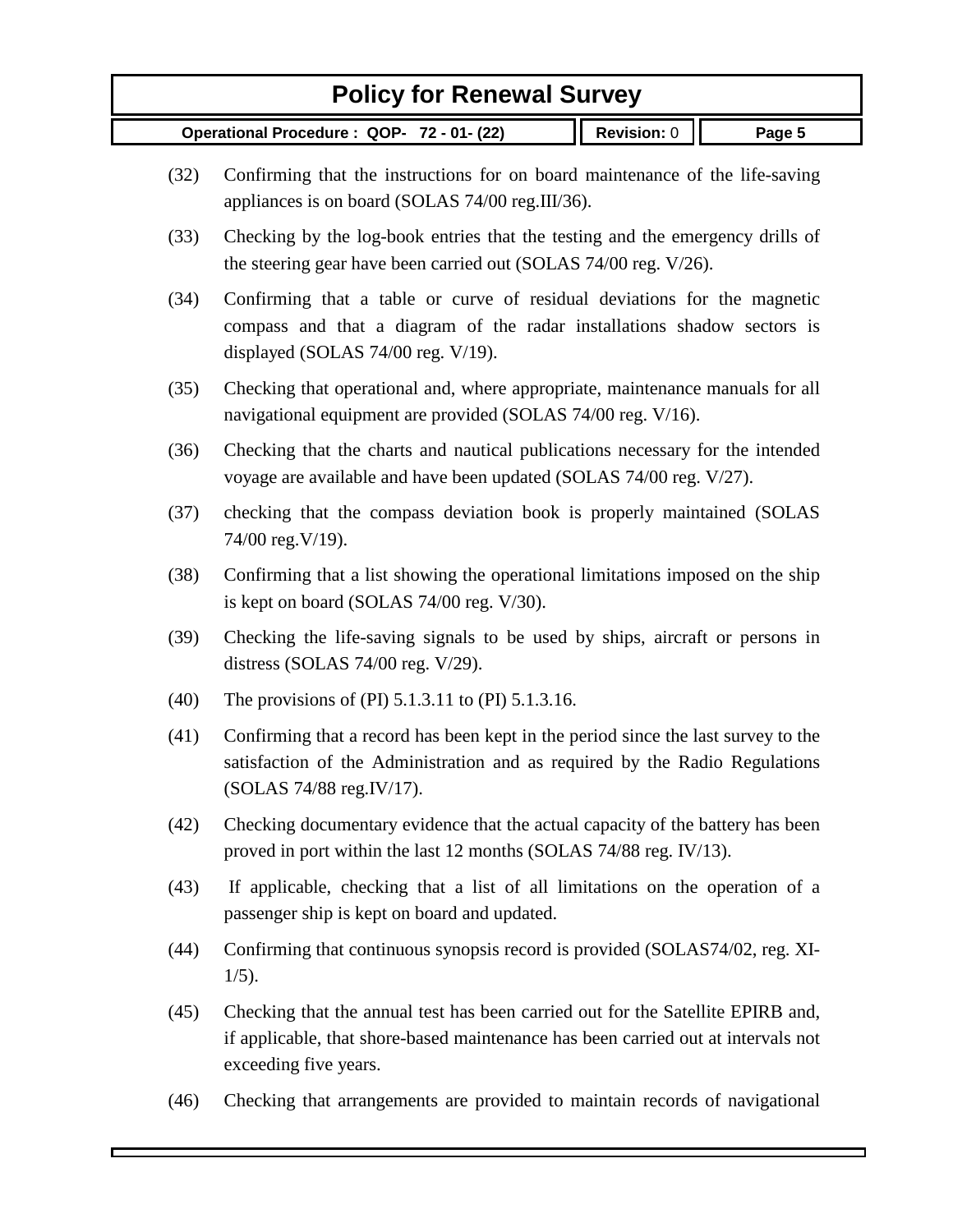(32) Confirming that the instructions for on board maintenance of the life-saving appliances is on board (SOLAS 74/00 reg.III/36).

(33) Checking by the log-book entries that the testing and the emergency drills of the steering gear have been carried out (SOLAS 74/00 reg. V/26).

(34) Confirming that a table or curve of residual deviations for the magnetic compass and that a diagram of the radar installations shadow sectors is displayed (SOLAS 74/00 reg. V/19).

(35) Checking that operational and, where appropriate, maintenance manuals for all navigational equipment are provided (SOLAS 74/00 reg. V/16).

(36) Checking that the charts and nautical publications necessary for the intended voyage are available and have been updated (SOLAS 74/00 reg. V/27).

(37) checking that the compass deviation book is properly maintained (SOLAS 74/00 reg.V/19).

(38) Confirming that a list showing the operational limitations imposed on the ship is kept on board (SOLAS 74/00 reg. V/30).

(39) Checking the life-saving signals to be used by ships, aircraft or persons in distress (SOLAS 74/00 reg. V/29).

(40) The provisions of (PI) 5.1.3.11 to (PI) 5.1.3.16.

(41) Confirming that a record has been kept in the period since the last survey to the satisfaction of the Administration and as required by the Radio Regulations (SOLAS 74/88 reg.IV/17).

(42) Checking documentary evidence that the actual capacity of the battery has been proved in port within the last 12 months (SOLAS 74/88 reg. IV/13).

(43) If applicable, checking that a list of all limitations on the operation of a passenger ship is kept on board and updated.

(44) Confirming that continuous synopsis record is provided (SOLAS74/02, reg. XI-1/5).

(45) Checking that the annual test has been carried out for the Satellite EPIRB and, if applicable, that shore-based maintenance has been carried out at intervals not exceeding five years.

(46) Checking that arrangements are provided to maintain records of navigational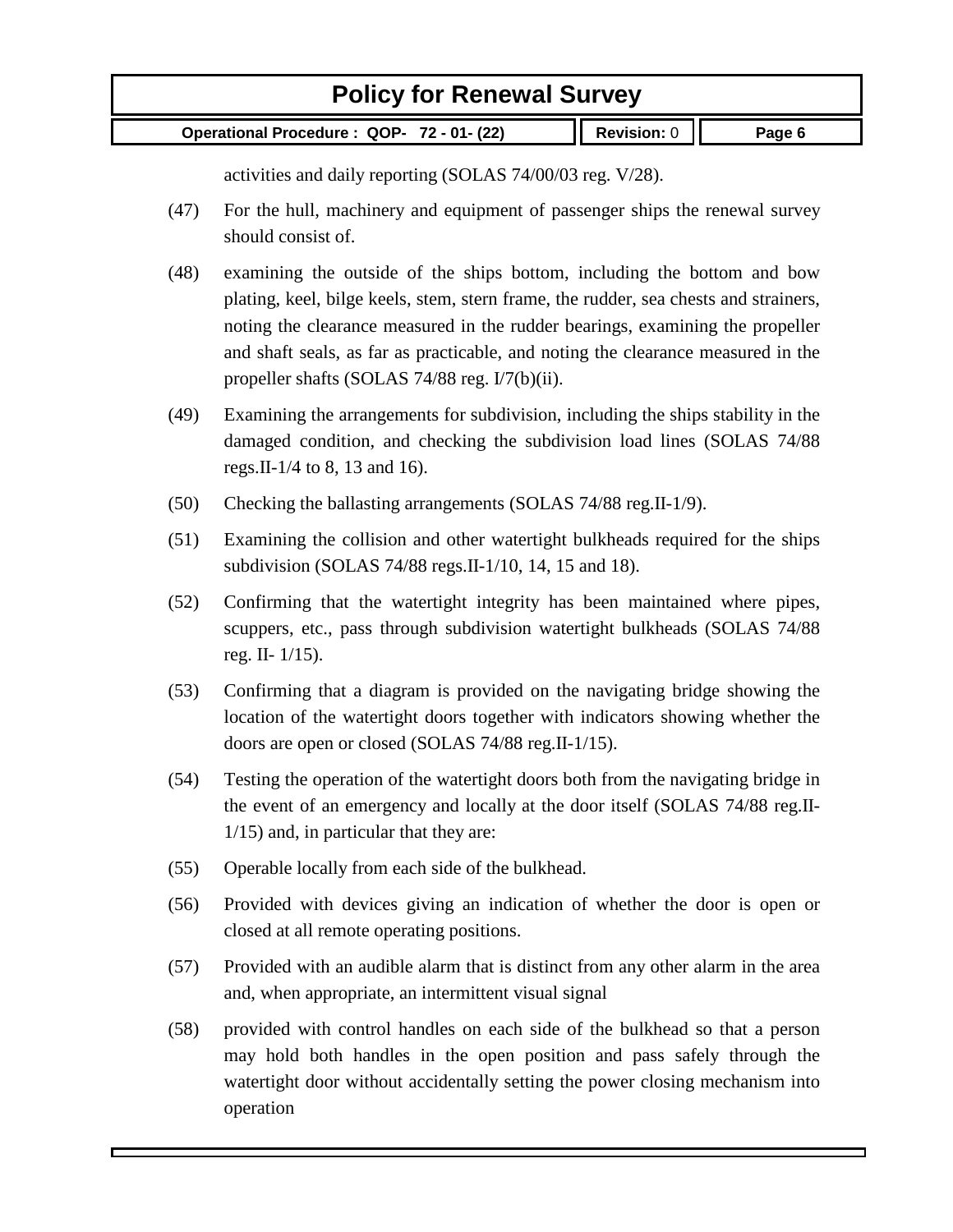activities and daily reporting (SOLAS 74/00/03 reg. V/28).

(47) For the hull, machinery and equipment of passenger ships the renewal survey should consist of.

(48) examining the outside of the ships bottom, including the bottom and bow plating, keel, bilge keels, stem, stern frame, the rudder, sea chests and strainers, noting the clearance measured in the rudder bearings, examining the propeller and shaft seals, as far as practicable, and noting the clearance measured in the propeller shafts (SOLAS 74/88 reg. I/7(b)(ii).

(49) Examining the arrangements for subdivision, including the ships stability in the damaged condition, and checking the subdivision load lines (SOLAS 74/88 regs.II-1/4 to 8, 13 and 16).

(50) Checking the ballasting arrangements (SOLAS 74/88 reg.II-1/9).

(51) Examining the collision and other watertight bulkheads required for the ships subdivision (SOLAS 74/88 regs.II-1/10, 14, 15 and 18).

(52) Confirming that the watertight integrity has been maintained where pipes, scuppers, etc., pass through subdivision watertight bulkheads (SOLAS 74/88 reg. II- 1/15).

(53) Confirming that a diagram is provided on the navigating bridge showing the location of the watertight doors together with indicators showing whether the doors are open or closed (SOLAS 74/88 reg.II-1/15).

(54) Testing the operation of the watertight doors both from the navigating bridge in the event of an emergency and locally at the door itself (SOLAS 74/88 reg.II-1/15) and, in particular that they are:

(55) Operable locally from each side of the bulkhead.

(56) Provided with devices giving an indication of whether the door is open or closed at all remote operating positions.

(57) Provided with an audible alarm that is distinct from any other alarm in the area and, when appropriate, an intermittent visual signal

(58) provided with control handles on each side of the bulkhead so that a person may hold both handles in the open position and pass safely through the watertight door without accidentally setting the power closing mechanism into operation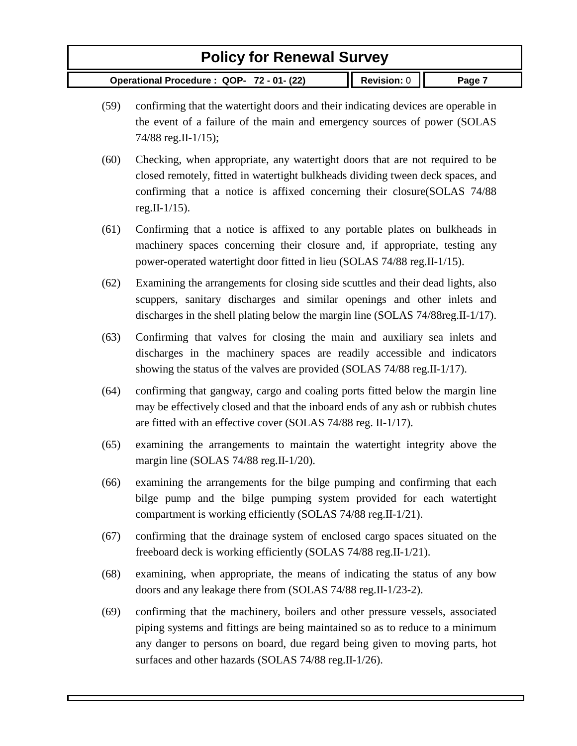(59) confirming that the watertight doors and their indicating devices are operable in the event of a failure of the main and emergency sources of power (SOLAS 74/88 reg.II-1/15);

(60) Checking, when appropriate, any watertight doors that are not required to be closed remotely, fitted in watertight bulkheads dividing tween deck spaces, and confirming that a notice is affixed concerning their closure(SOLAS 74/88 reg.II-1/15).

(61) Confirming that a notice is affixed to any portable plates on bulkheads in machinery spaces concerning their closure and, if appropriate, testing any power-operated watertight door fitted in lieu (SOLAS 74/88 reg.II-1/15).

(62) Examining the arrangements for closing side scuttles and their dead lights, also scuppers, sanitary discharges and similar openings and other inlets and discharges in the shell plating below the margin line (SOLAS 74/88reg.II-1/17).

(63) Confirming that valves for closing the main and auxiliary sea inlets and discharges in the machinery spaces are readily accessible and indicators showing the status of the valves are provided (SOLAS 74/88 reg.II-1/17).

(64) confirming that gangway, cargo and coaling ports fitted below the margin line may be effectively closed and that the inboard ends of any ash or rubbish chutes are fitted with an effective cover (SOLAS 74/88 reg. II-1/17).

(65) examining the arrangements to maintain the watertight integrity above the margin line (SOLAS 74/88 reg.II-1/20).

(66) examining the arrangements for the bilge pumping and confirming that each bilge pump and the bilge pumping system provided for each watertight compartment is working efficiently (SOLAS 74/88 reg.II-1/21).

(67) confirming that the drainage system of enclosed cargo spaces situated on the freeboard deck is working efficiently (SOLAS 74/88 reg.II-1/21).

(68) examining, when appropriate, the means of indicating the status of any bow doors and any leakage there from (SOLAS 74/88 reg.II-1/23-2).

(69) confirming that the machinery, boilers and other pressure vessels, associated piping systems and fittings are being maintained so as to reduce to a minimum any danger to persons on board, due regard being given to moving parts, hot surfaces and other hazards (SOLAS 74/88 reg.II-1/26).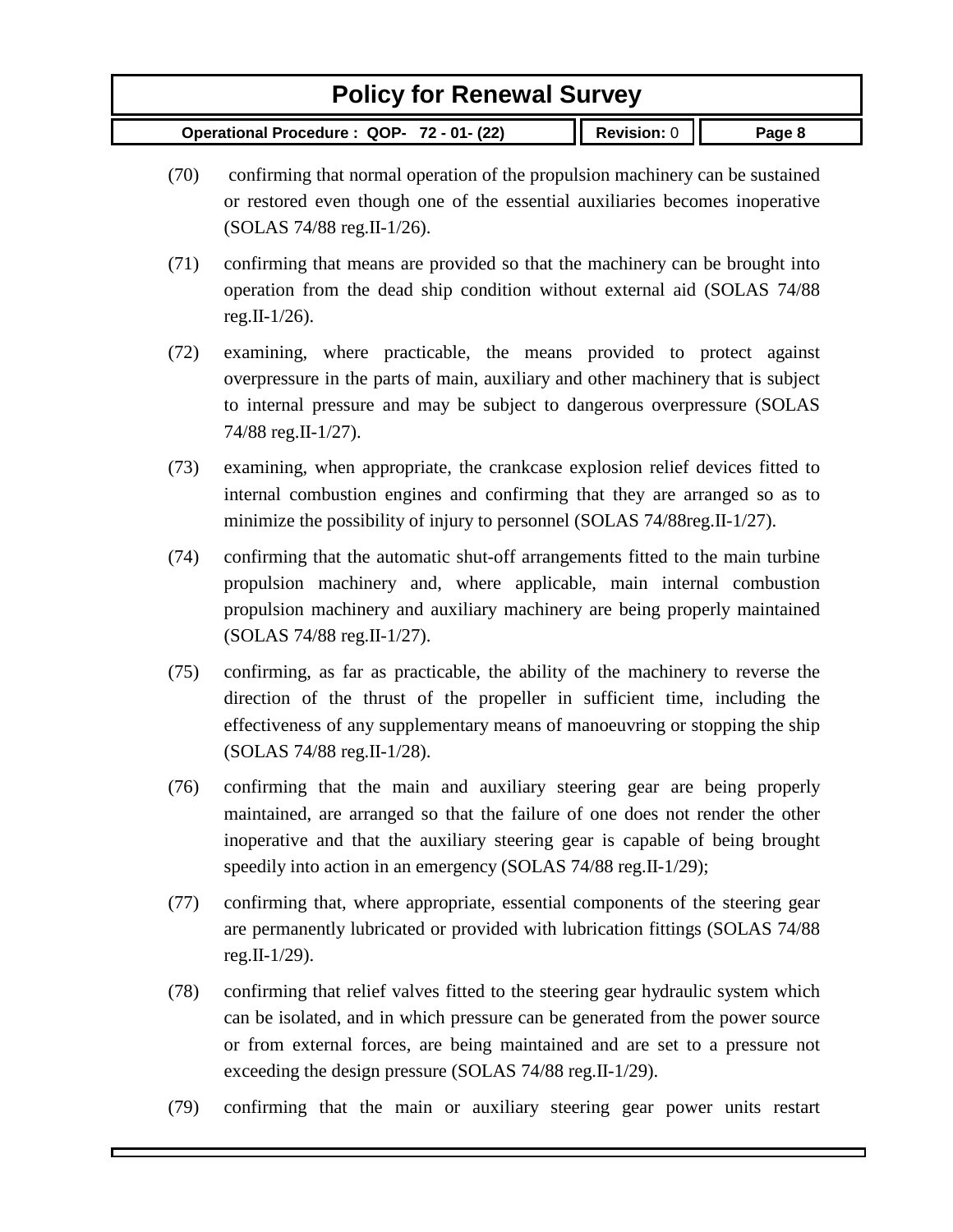(70) confirming that normal operation of the propulsion machinery can be sustained or restored even though one of the essential auxiliaries becomes inoperative (SOLAS 74/88 reg.II-1/26).

(71) confirming that means are provided so that the machinery can be brought into operation from the dead ship condition without external aid (SOLAS 74/88 reg.II-1/26).

(72) examining, where practicable, the means provided to protect against overpressure in the parts of main, auxiliary and other machinery that is subject to internal pressure and may be subject to dangerous overpressure (SOLAS 74/88 reg.II-1/27).

(73) examining, when appropriate, the crankcase explosion relief devices fitted to internal combustion engines and confirming that they are arranged so as to minimize the possibility of injury to personnel (SOLAS 74/88reg.II-1/27).

(74) confirming that the automatic shut-off arrangements fitted to the main turbine propulsion machinery and, where applicable, main internal combustion propulsion machinery and auxiliary machinery are being properly maintained (SOLAS 74/88 reg.II-1/27).

(75) confirming, as far as practicable, the ability of the machinery to reverse the direction of the thrust of the propeller in sufficient time, including the effectiveness of any supplementary means of manoeuvring or stopping the ship (SOLAS 74/88 reg.II-1/28).

(76) confirming that the main and auxiliary steering gear are being properly maintained, are arranged so that the failure of one does not render the other inoperative and that the auxiliary steering gear is capable of being brought speedily into action in an emergency (SOLAS 74/88 reg.II-1/29);

(77) confirming that, where appropriate, essential components of the steering gear are permanently lubricated or provided with lubrication fittings (SOLAS 74/88 reg.II-1/29).

(78) confirming that relief valves fitted to the steering gear hydraulic system which can be isolated, and in which pressure can be generated from the power source or from external forces, are being maintained and are set to a pressure not exceeding the design pressure (SOLAS 74/88 reg.II-1/29).

(79) confirming that the main or auxiliary steering gear power units restart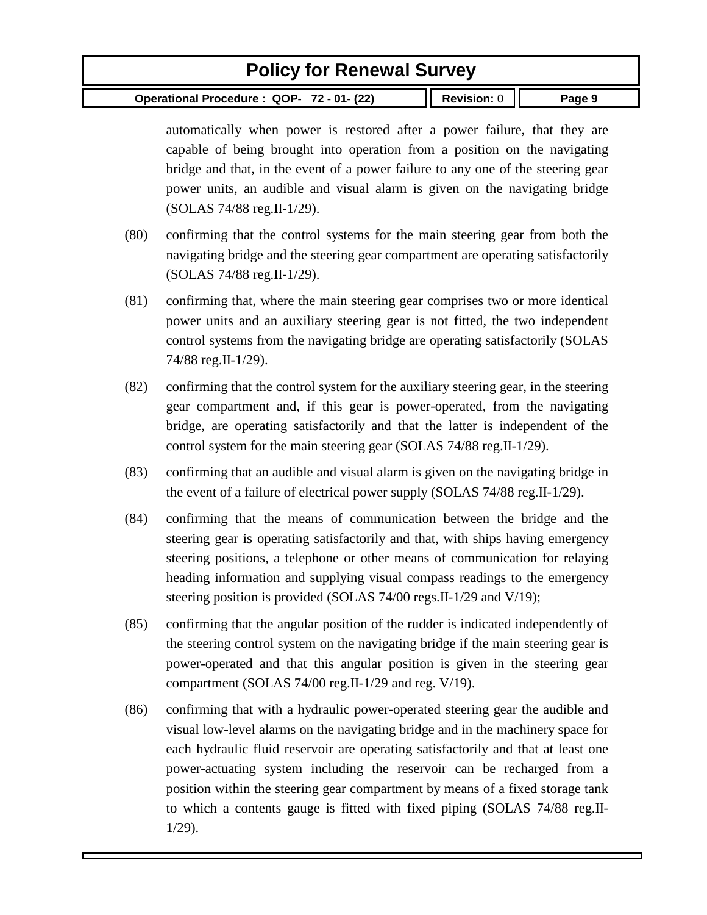automatically when power is restored after a power failure, that they are capable of being brought into operation from a position on the navigating bridge and that, in the event of a power failure to any one of the steering gear power units, an audible and visual alarm is given on the navigating bridge (SOLAS 74/88 reg.II-1/29).

(80) confirming that the control systems for the main steering gear from both the navigating bridge and the steering gear compartment are operating satisfactorily (SOLAS 74/88 reg.II-1/29).

(81) confirming that, where the main steering gear comprises two or more identical power units and an auxiliary steering gear is not fitted, the two independent control systems from the navigating bridge are operating satisfactorily (SOLAS 74/88 reg.II-1/29).

(82) confirming that the control system for the auxiliary steering gear, in the steering gear compartment and, if this gear is power-operated, from the navigating bridge, are operating satisfactorily and that the latter is independent of the control system for the main steering gear (SOLAS 74/88 reg.II-1/29).

(83) confirming that an audible and visual alarm is given on the navigating bridge in the event of a failure of electrical power supply (SOLAS 74/88 reg.II-1/29).

(84) confirming that the means of communication between the bridge and the steering gear is operating satisfactorily and that, with ships having emergency steering positions, a telephone or other means of communication for relaying heading information and supplying visual compass readings to the emergency steering position is provided (SOLAS 74/00 regs.II-1/29 and V/19);

(85) confirming that the angular position of the rudder is indicated independently of the steering control system on the navigating bridge if the main steering gear is power-operated and that this angular position is given in the steering gear compartment (SOLAS 74/00 reg.II-1/29 and reg. V/19).

(86) confirming that with a hydraulic power-operated steering gear the audible and visual low-level alarms on the navigating bridge and in the machinery space for each hydraulic fluid reservoir are operating satisfactorily and that at least one power-actuating system including the reservoir can be recharged from a position within the steering gear compartment by means of a fixed storage tank to which a contents gauge is fitted with fixed piping (SOLAS 74/88 reg.II-1/29).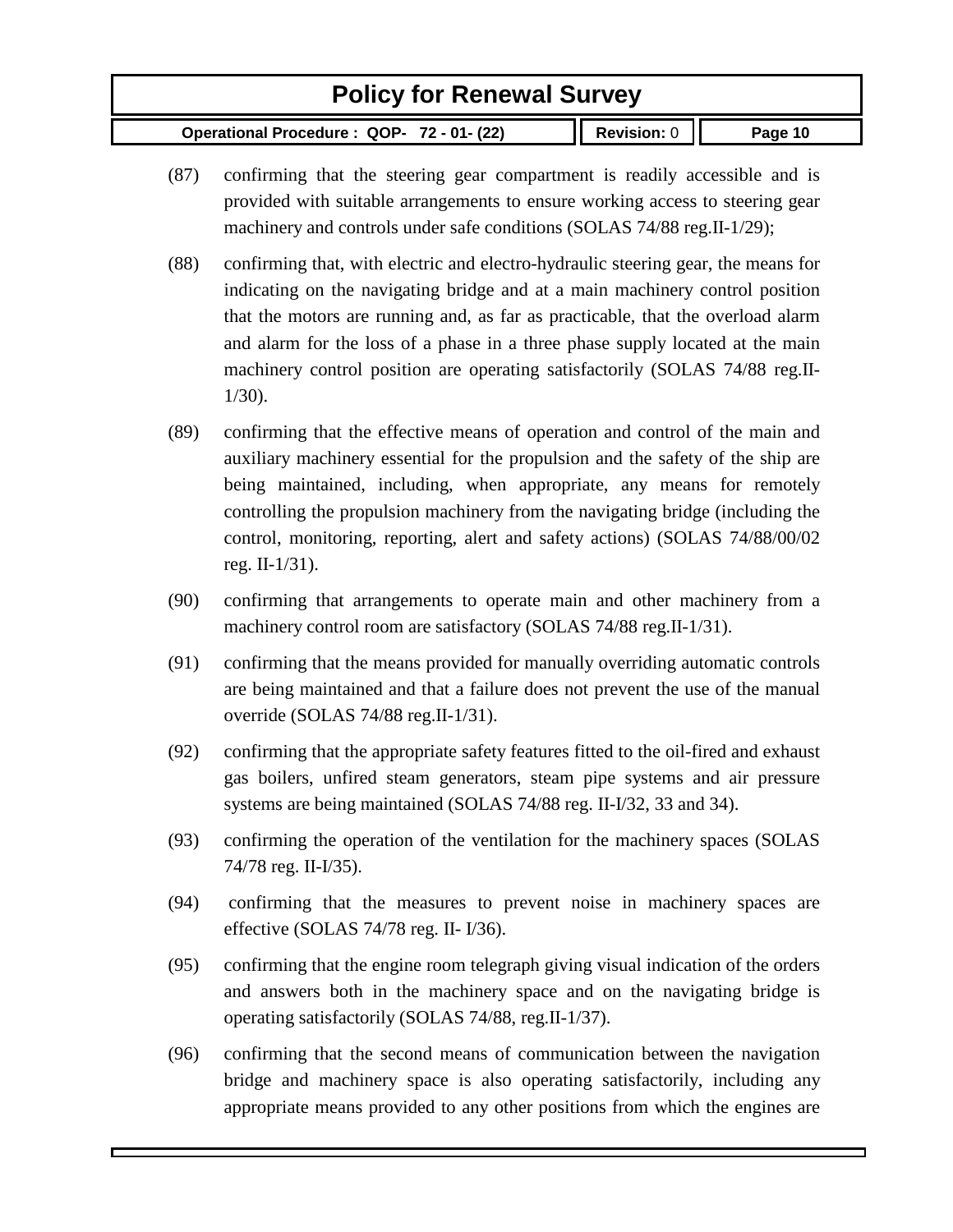(87) confirming that the steering gear compartment is readily accessible and is provided with suitable arrangements to ensure working access to steering gear machinery and controls under safe conditions (SOLAS 74/88 reg.II-1/29);

(88) confirming that, with electric and electro-hydraulic steering gear, the means for indicating on the navigating bridge and at a main machinery control position that the motors are running and, as far as practicable, that the overload alarm and alarm for the loss of a phase in a three phase supply located at the main machinery control position are operating satisfactorily (SOLAS 74/88 reg.II-1/30).

(89) confirming that the effective means of operation and control of the main and auxiliary machinery essential for the propulsion and the safety of the ship are being maintained, including, when appropriate, any means for remotely controlling the propulsion machinery from the navigating bridge (including the control, monitoring, reporting, alert and safety actions) (SOLAS 74/88/00/02 reg. II-1/31).

(90) confirming that arrangements to operate main and other machinery from a machinery control room are satisfactory (SOLAS 74/88 reg.II-1/31).

(91) confirming that the means provided for manually overriding automatic controls are being maintained and that a failure does not prevent the use of the manual override (SOLAS 74/88 reg.II-1/31).

(92) confirming that the appropriate safety features fitted to the oil-fired and exhaust gas boilers, unfired steam generators, steam pipe systems and air pressure systems are being maintained (SOLAS 74/88 reg. II-I/32, 33 and 34).

(93) confirming the operation of the ventilation for the machinery spaces (SOLAS 74/78 reg. II-I/35).

(94) confirming that the measures to prevent noise in machinery spaces are effective (SOLAS 74/78 reg. II- I/36).

(95) confirming that the engine room telegraph giving visual indication of the orders and answers both in the machinery space and on the navigating bridge is operating satisfactorily (SOLAS 74/88, reg.II-1/37).

(96) confirming that the second means of communication between the navigation bridge and machinery space is also operating satisfactorily, including any appropriate means provided to any other positions from which the engines are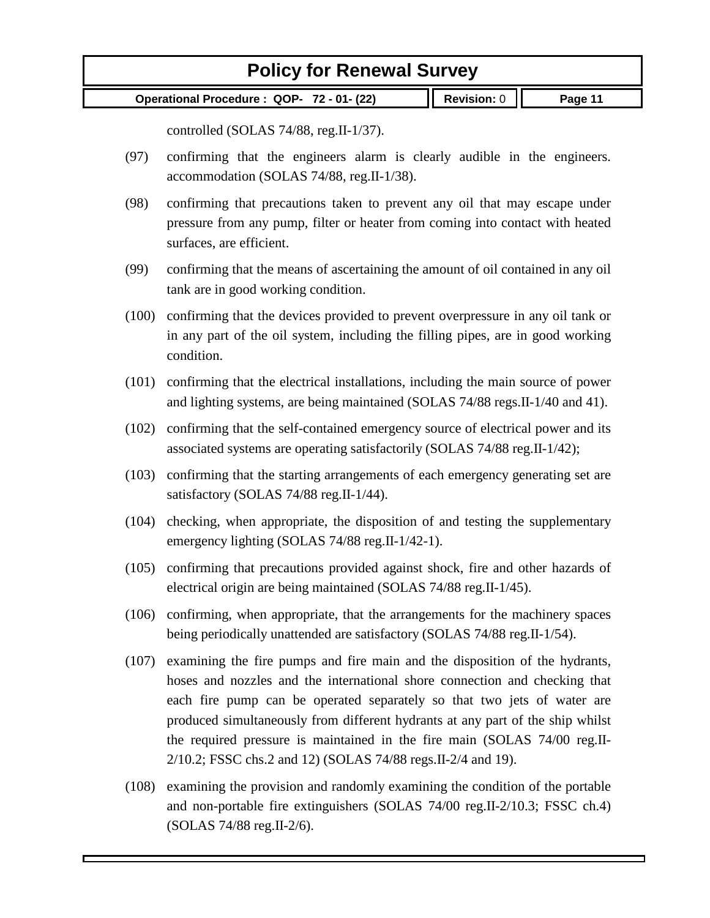controlled (SOLAS 74/88, reg.II-1/37).

(97) confirming that the engineers alarm is clearly audible in the engineers. accommodation (SOLAS 74/88, reg.II-1/38).

(98) confirming that precautions taken to prevent any oil that may escape under pressure from any pump, filter or heater from coming into contact with heated surfaces, are efficient.

(99) confirming that the means of ascertaining the amount of oil contained in any oil tank are in good working condition.

(100) confirming that the devices provided to prevent overpressure in any oil tank or in any part of the oil system, including the filling pipes, are in good working condition.

(101) confirming that the electrical installations, including the main source of power and lighting systems, are being maintained (SOLAS 74/88 regs.II-1/40 and 41).

(102) confirming that the self-contained emergency source of electrical power and its associated systems are operating satisfactorily (SOLAS 74/88 reg.II-1/42);

(103) confirming that the starting arrangements of each emergency generating set are satisfactory (SOLAS 74/88 reg.II-1/44).

(104) checking, when appropriate, the disposition of and testing the supplementary emergency lighting (SOLAS 74/88 reg.II-1/42-1).

(105) confirming that precautions provided against shock, fire and other hazards of electrical origin are being maintained (SOLAS 74/88 reg.II-1/45).

(106) confirming, when appropriate, that the arrangements for the machinery spaces being periodically unattended are satisfactory (SOLAS 74/88 reg.II-1/54).

(107) examining the fire pumps and fire main and the disposition of the hydrants, hoses and nozzles and the international shore connection and checking that each fire pump can be operated separately so that two jets of water are produced simultaneously from different hydrants at any part of the ship whilst the required pressure is maintained in the fire main (SOLAS 74/00 reg.II-2/10.2; FSSC chs.2 and 12) (SOLAS 74/88 regs.II-2/4 and 19).

(108) examining the provision and randomly examining the condition of the portable and non-portable fire extinguishers (SOLAS 74/00 reg.II-2/10.3; FSSC ch.4) (SOLAS 74/88 reg.II-2/6).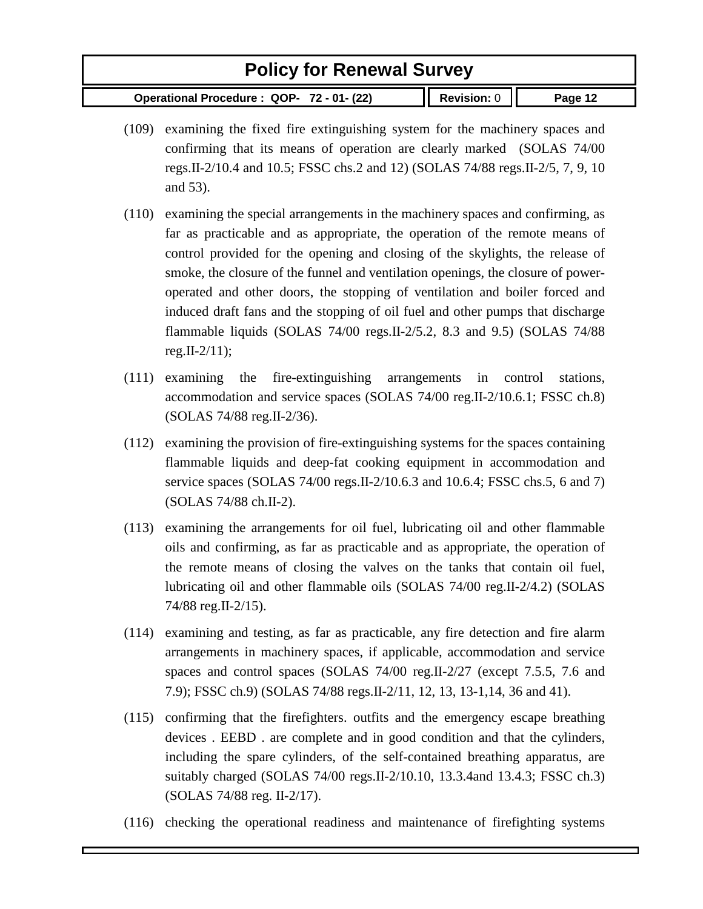(109) examining the fixed fire extinguishing system for the machinery spaces and confirming that its means of operation are clearly marked (SOLAS 74/00 regs.II-2/10.4 and 10.5; FSSC chs.2 and 12) (SOLAS 74/88 regs.II-2/5, 7, 9, 10 and 53).

(110) examining the special arrangements in the machinery spaces and confirming, as far as practicable and as appropriate, the operation of the remote means of control provided for the opening and closing of the skylights, the release of smoke, the closure of the funnel and ventilation openings, the closure of power-operated and other doors, the stopping of ventilation and boiler forced and induced draft fans and the stopping of oil fuel and other pumps that discharge flammable liquids (SOLAS 74/00 regs.II-2/5.2, 8.3 and 9.5) (SOLAS 74/88 reg.II-2/11);

(111) examining the fire-extinguishing arrangements in control stations, accommodation and service spaces (SOLAS 74/00 reg.II-2/10.6.1; FSSC ch.8) (SOLAS 74/88 reg.II-2/36).

(112) examining the provision of fire-extinguishing systems for the spaces containing flammable liquids and deep-fat cooking equipment in accommodation and service spaces (SOLAS 74/00 regs.II-2/10.6.3 and 10.6.4; FSSC chs.5, 6 and 7) (SOLAS 74/88 ch.II-2).

(113) examining the arrangements for oil fuel, lubricating oil and other flammable oils and confirming, as far as practicable and as appropriate, the operation of the remote means of closing the valves on the tanks that contain oil fuel, lubricating oil and other flammable oils (SOLAS 74/00 reg.II-2/4.2) (SOLAS 74/88 reg.II-2/15).

(114) examining and testing, as far as practicable, any fire detection and fire alarm arrangements in machinery spaces, if applicable, accommodation and service spaces and control spaces (SOLAS 74/00 reg.II-2/27 (except 7.5.5, 7.6 and 7.9); FSSC ch.9) (SOLAS 74/88 regs.II-2/11, 12, 13, 13-1,14, 36 and 41).

(115) confirming that the firefighters. outfits and the emergency escape breathing devices . EEBD . are complete and in good condition and that the cylinders, including the spare cylinders, of the self-contained breathing apparatus, are suitably charged (SOLAS 74/00 regs.II-2/10.10, 13.3.4and 13.4.3; FSSC ch.3) (SOLAS 74/88 reg. II-2/17).

(116) checking the operational readiness and maintenance of firefighting systems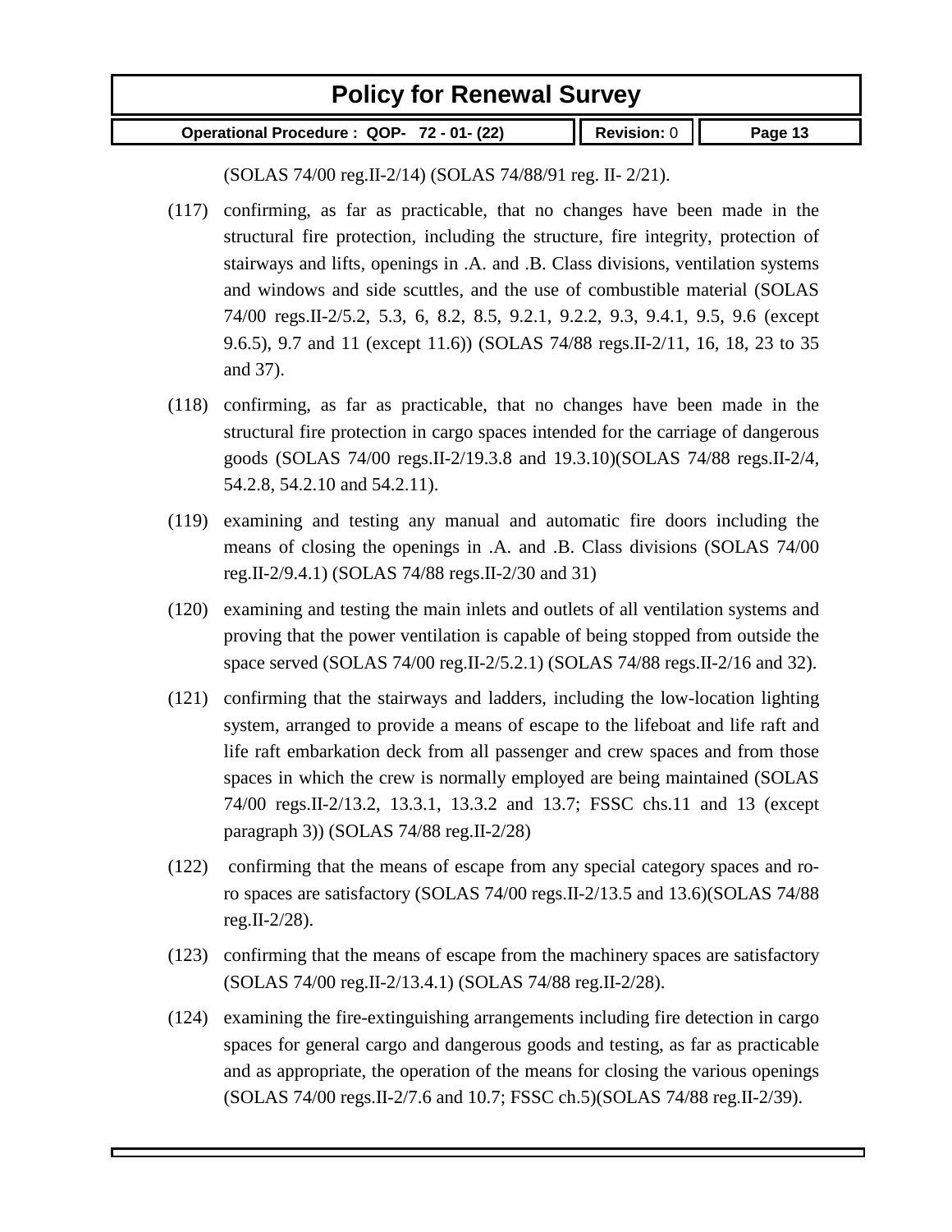(SOLAS 74/00 reg.II-2/14) (SOLAS 74/88/91 reg. II- 2/21).

(117) confirming, as far as practicable, that no changes have been made in the structural fire protection, including the structure, fire integrity, protection of stairways and lifts, openings in .A. and .B. Class divisions, ventilation systems and windows and side scuttles, and the use of combustible material (SOLAS 74/00 regs.II-2/5.2, 5.3, 6, 8.2, 8.5, 9.2.1, 9.2.2, 9.3, 9.4.1, 9.5, 9.6 (except 9.6.5), 9.7 and 11 (except 11.6)) (SOLAS 74/88 regs.II-2/11, 16, 18, 23 to 35 and 37).

(118) confirming, as far as practicable, that no changes have been made in the structural fire protection in cargo spaces intended for the carriage of dangerous goods (SOLAS 74/00 regs.II-2/19.3.8 and 19.3.10)(SOLAS 74/88 regs.II-2/4, 54.2.8, 54.2.10 and 54.2.11).

(119) examining and testing any manual and automatic fire doors including the means of closing the openings in .A. and .B. Class divisions (SOLAS 74/00 reg.II-2/9.4.1) (SOLAS 74/88 regs.II-2/30 and 31)

(120) examining and testing the main inlets and outlets of all ventilation systems and proving that the power ventilation is capable of being stopped from outside the space served (SOLAS 74/00 reg.II-2/5.2.1) (SOLAS 74/88 regs.II-2/16 and 32).

(121) confirming that the stairways and ladders, including the low-location lighting system, arranged to provide a means of escape to the lifeboat and life raft and life raft embarkation deck from all passenger and crew spaces and from those spaces in which the crew is normally employed are being maintained (SOLAS 74/00 regs.II-2/13.2, 13.3.1, 13.3.2 and 13.7; FSSC chs.11 and 13 (except paragraph 3)) (SOLAS 74/88 reg.II-2/28)

(122) confirming that the means of escape from any special category spaces and ro-ro spaces are satisfactory (SOLAS 74/00 regs.II-2/13.5 and 13.6)(SOLAS 74/88 reg.II-2/28).

(123) confirming that the means of escape from the machinery spaces are satisfactory (SOLAS 74/00 reg.II-2/13.4.1) (SOLAS 74/88 reg.II-2/28).

(124) examining the fire-extinguishing arrangements including fire detection in cargo spaces for general cargo and dangerous goods and testing, as far as practicable and as appropriate, the operation of the means for closing the various openings (SOLAS 74/00 regs.II-2/7.6 and 10.7; FSSC ch.5)(SOLAS 74/88 reg.II-2/39).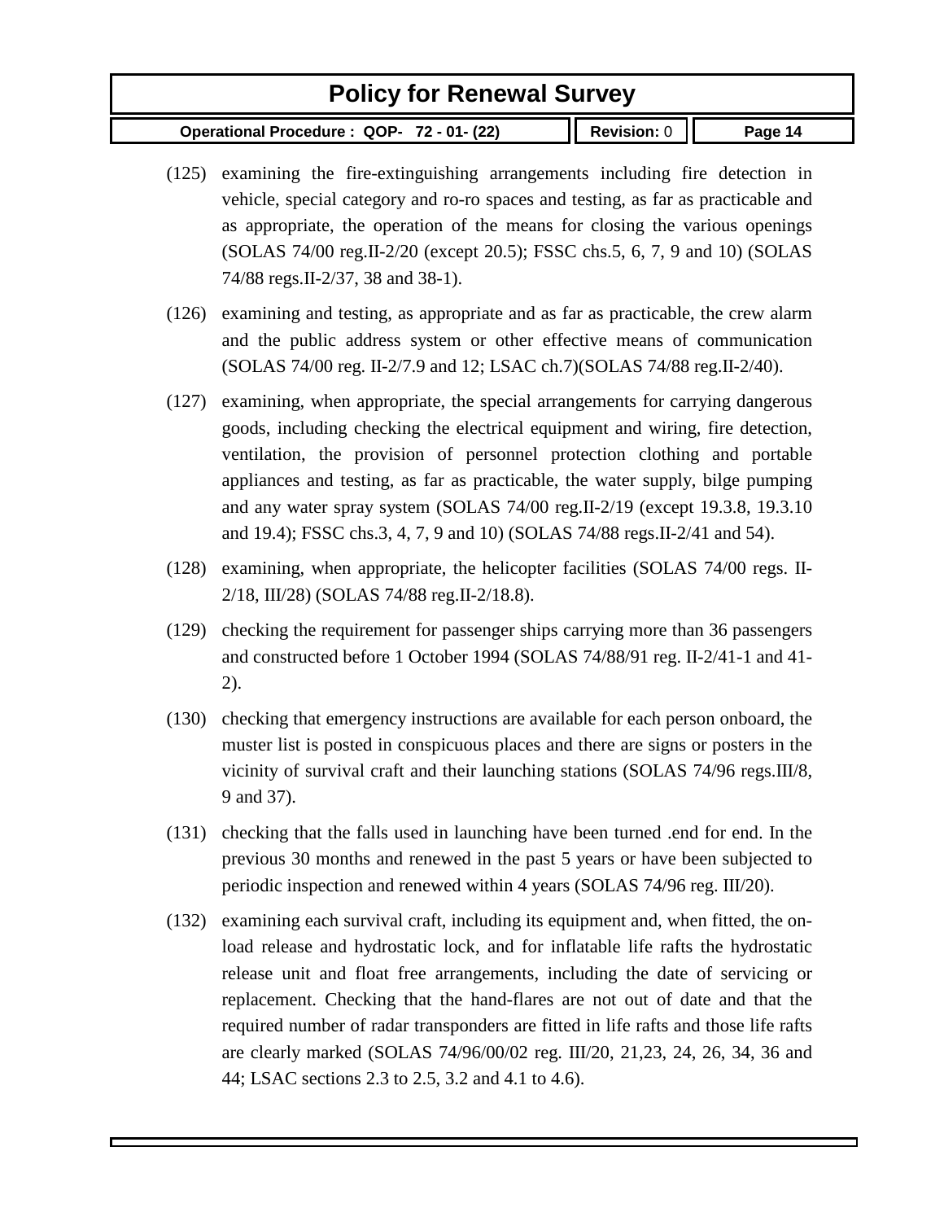(125) examining the fire-extinguishing arrangements including fire detection in vehicle, special category and ro-ro spaces and testing, as far as practicable and as appropriate, the operation of the means for closing the various openings (SOLAS 74/00 reg.II-2/20 (except 20.5); FSSC chs.5, 6, 7, 9 and 10) (SOLAS 74/88 regs.II-2/37, 38 and 38-1).

(126) examining and testing, as appropriate and as far as practicable, the crew alarm and the public address system or other effective means of communication (SOLAS 74/00 reg. II-2/7.9 and 12; LSAC ch.7)(SOLAS 74/88 reg.II-2/40).

(127) examining, when appropriate, the special arrangements for carrying dangerous goods, including checking the electrical equipment and wiring, fire detection, ventilation, the provision of personnel protection clothing and portable appliances and testing, as far as practicable, the water supply, bilge pumping and any water spray system (SOLAS 74/00 reg.II-2/19 (except 19.3.8, 19.3.10 and 19.4); FSSC chs.3, 4, 7, 9 and 10) (SOLAS 74/88 regs.II-2/41 and 54).

(128) examining, when appropriate, the helicopter facilities (SOLAS 74/00 regs. II-2/18, III/28) (SOLAS 74/88 reg.II-2/18.8).

(129) checking the requirement for passenger ships carrying more than 36 passengers and constructed before 1 October 1994 (SOLAS 74/88/91 reg. II-2/41-1 and 41-2).

(130) checking that emergency instructions are available for each person onboard, the muster list is posted in conspicuous places and there are signs or posters in the vicinity of survival craft and their launching stations (SOLAS 74/96 regs.III/8, 9 and 37).

(131) checking that the falls used in launching have been turned .end for end. In the previous 30 months and renewed in the past 5 years or have been subjected to periodic inspection and renewed within 4 years (SOLAS 74/96 reg. III/20).

(132) examining each survival craft, including its equipment and, when fitted, the on-load release and hydrostatic lock, and for inflatable life rafts the hydrostatic release unit and float free arrangements, including the date of servicing or replacement. Checking that the hand-flares are not out of date and that the required number of radar transponders are fitted in life rafts and those life rafts are clearly marked (SOLAS 74/96/00/02 reg. III/20, 21,23, 24, 26, 34, 36 and 44; LSAC sections 2.3 to 2.5, 3.2 and 4.1 to 4.6).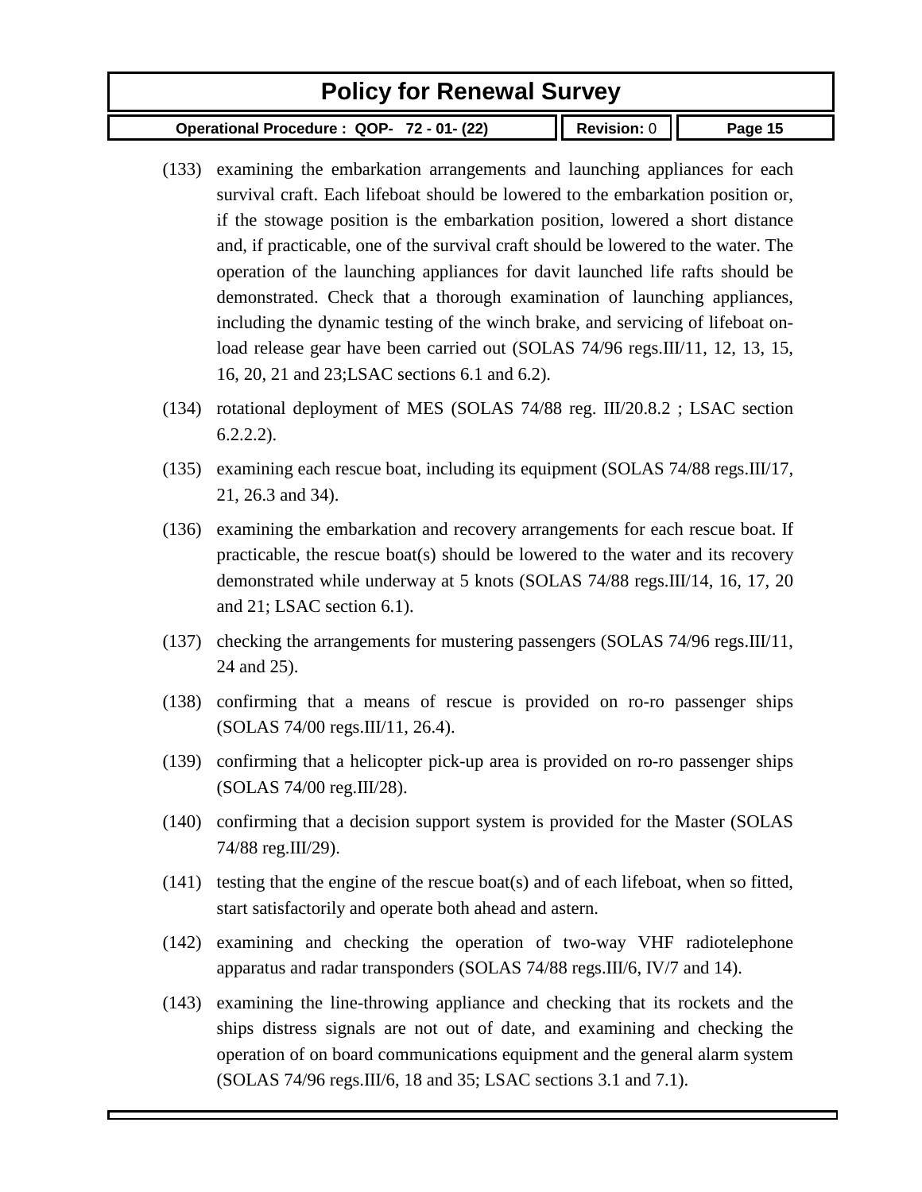(133) examining the embarkation arrangements and launching appliances for each survival craft. Each lifeboat should be lowered to the embarkation position or, if the stowage position is the embarkation position, lowered a short distance and, if practicable, one of the survival craft should be lowered to the water. The operation of the launching appliances for davit launched life rafts should be demonstrated. Check that a thorough examination of launching appliances, including the dynamic testing of the winch brake, and servicing of lifeboat on-load release gear have been carried out (SOLAS 74/96 regs.III/11, 12, 13, 15, 16, 20, 21 and 23;LSAC sections 6.1 and 6.2).

(134) rotational deployment of MES (SOLAS 74/88 reg. III/20.8.2 ; LSAC section 6.2.2.2).

(135) examining each rescue boat, including its equipment (SOLAS 74/88 regs.III/17, 21, 26.3 and 34).

(136) examining the embarkation and recovery arrangements for each rescue boat. If practicable, the rescue boat(s) should be lowered to the water and its recovery demonstrated while underway at 5 knots (SOLAS 74/88 regs.III/14, 16, 17, 20 and 21; LSAC section 6.1).

(137) checking the arrangements for mustering passengers (SOLAS 74/96 regs.III/11, 24 and 25).

(138) confirming that a means of rescue is provided on ro-ro passenger ships (SOLAS 74/00 regs.III/11, 26.4).

(139) confirming that a helicopter pick-up area is provided on ro-ro passenger ships (SOLAS 74/00 reg.III/28).

(140) confirming that a decision support system is provided for the Master (SOLAS 74/88 reg.III/29).

(141) testing that the engine of the rescue boat(s) and of each lifeboat, when so fitted, start satisfactorily and operate both ahead and astern.

(142) examining and checking the operation of two-way VHF radiotelephone apparatus and radar transponders (SOLAS 74/88 regs.III/6, IV/7 and 14).

(143) examining the line-throwing appliance and checking that its rockets and the ships distress signals are not out of date, and examining and checking the operation of on board communications equipment and the general alarm system (SOLAS 74/96 regs.III/6, 18 and 35; LSAC sections 3.1 and 7.1).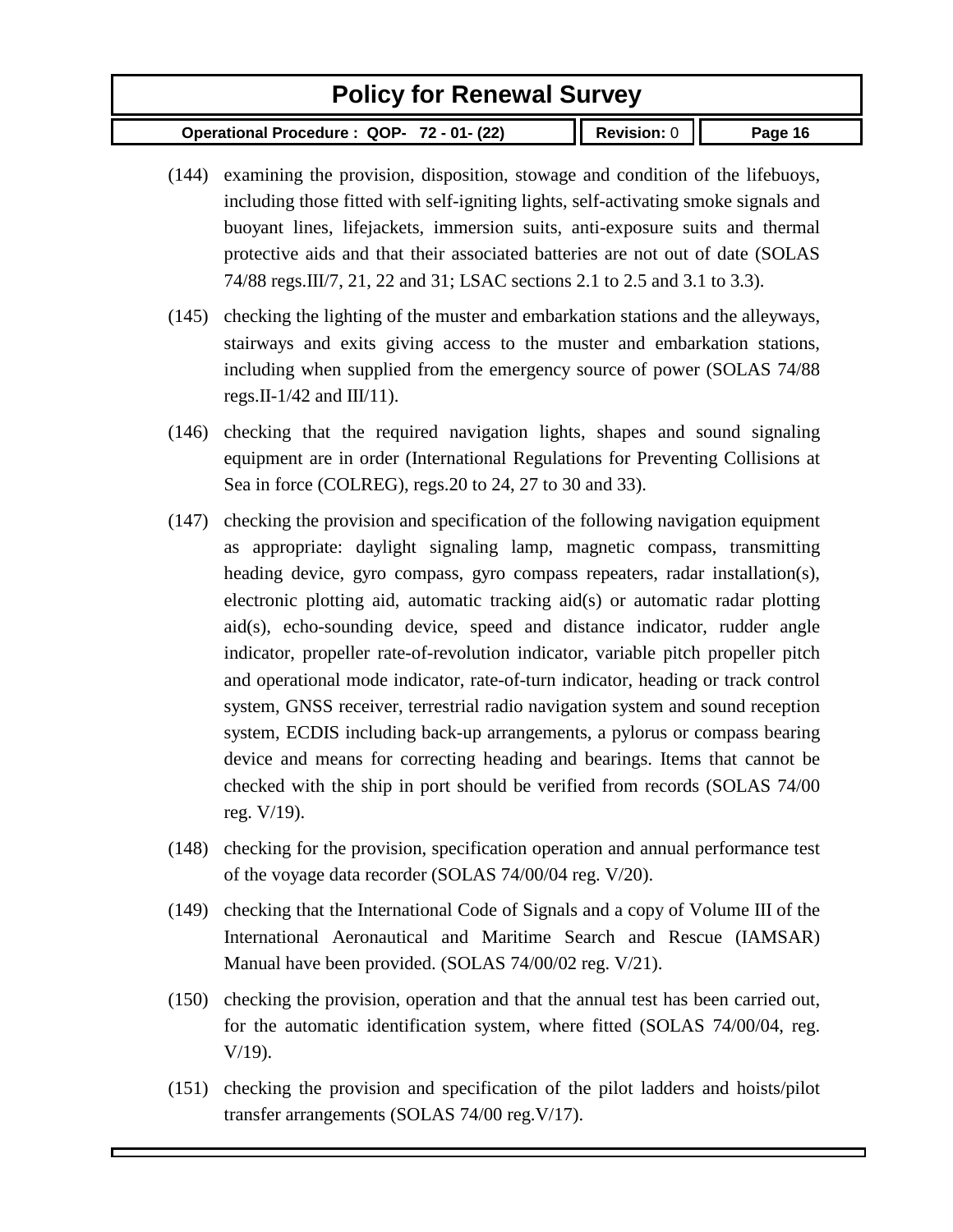(144) examining the provision, disposition, stowage and condition of the lifebuoys, including those fitted with self-igniting lights, self-activating smoke signals and buoyant lines, lifejackets, immersion suits, anti-exposure suits and thermal protective aids and that their associated batteries are not out of date (SOLAS 74/88 regs.III/7, 21, 22 and 31; LSAC sections 2.1 to 2.5 and 3.1 to 3.3).

(145) checking the lighting of the muster and embarkation stations and the alleyways, stairways and exits giving access to the muster and embarkation stations, including when supplied from the emergency source of power (SOLAS 74/88 regs.II-1/42 and III/11).

(146) checking that the required navigation lights, shapes and sound signaling equipment are in order (International Regulations for Preventing Collisions at Sea in force (COLREG), regs.20 to 24, 27 to 30 and 33).

(147) checking the provision and specification of the following navigation equipment as appropriate: daylight signaling lamp, magnetic compass, transmitting heading device, gyro compass, gyro compass repeaters, radar installation(s), electronic plotting aid, automatic tracking aid(s) or automatic radar plotting aid(s), echo-sounding device, speed and distance indicator, rudder angle indicator, propeller rate-of-revolution indicator, variable pitch propeller pitch and operational mode indicator, rate-of-turn indicator, heading or track control system, GNSS receiver, terrestrial radio navigation system and sound reception system, ECDIS including back-up arrangements, a pylorus or compass bearing device and means for correcting heading and bearings. Items that cannot be checked with the ship in port should be verified from records (SOLAS 74/00 reg. V/19).

(148) checking for the provision, specification operation and annual performance test of the voyage data recorder (SOLAS 74/00/04 reg. V/20).

(149) checking that the International Code of Signals and a copy of Volume III of the International Aeronautical and Maritime Search and Rescue (IAMSAR) Manual have been provided. (SOLAS 74/00/02 reg. V/21).

(150) checking the provision, operation and that the annual test has been carried out, for the automatic identification system, where fitted (SOLAS 74/00/04, reg. V/19).

(151) checking the provision and specification of the pilot ladders and hoists/pilot transfer arrangements (SOLAS 74/00 reg.V/17).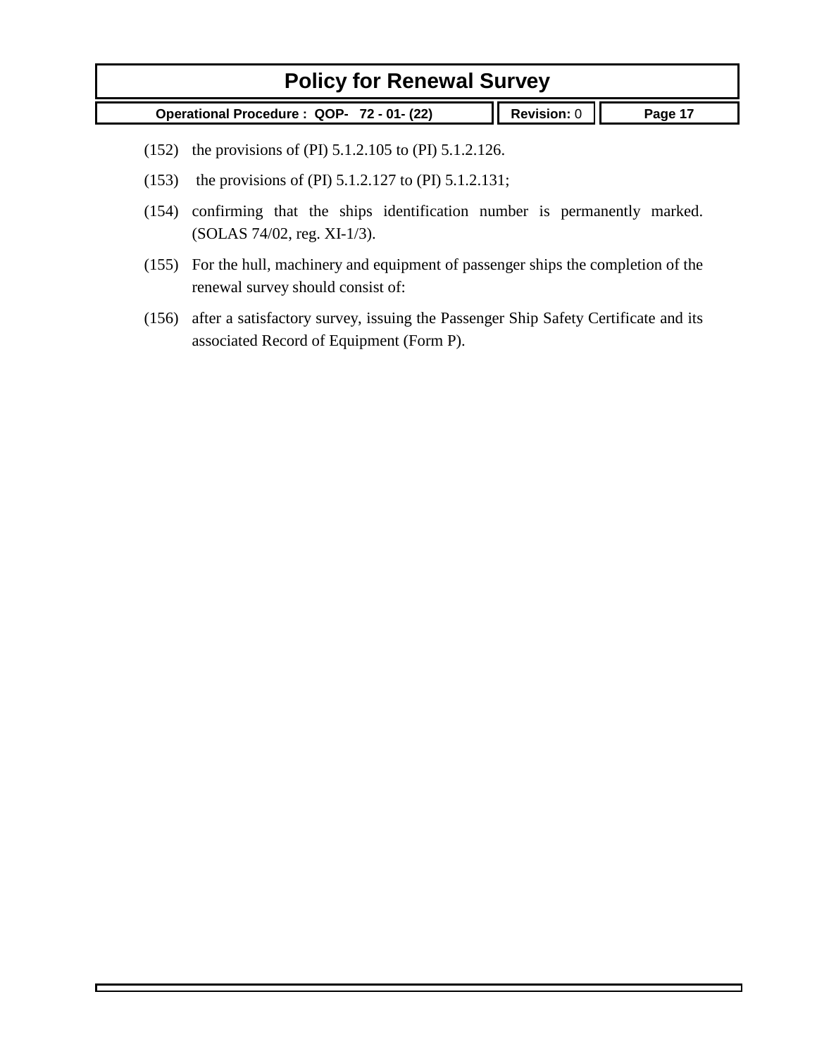(152) the provisions of (PI) 5.1.2.105 to (PI) 5.1.2.126.

(153) the provisions of (PI) 5.1.2.127 to (PI) 5.1.2.131;

(154) confirming that the ships identification number is permanently marked. (SOLAS 74/02, reg. XI-1/3).

(155) For the hull, machinery and equipment of passenger ships the completion of the renewal survey should consist of:

(156) after a satisfactory survey, issuing the Passenger Ship Safety Certificate and its associated Record of Equipment (Form P).